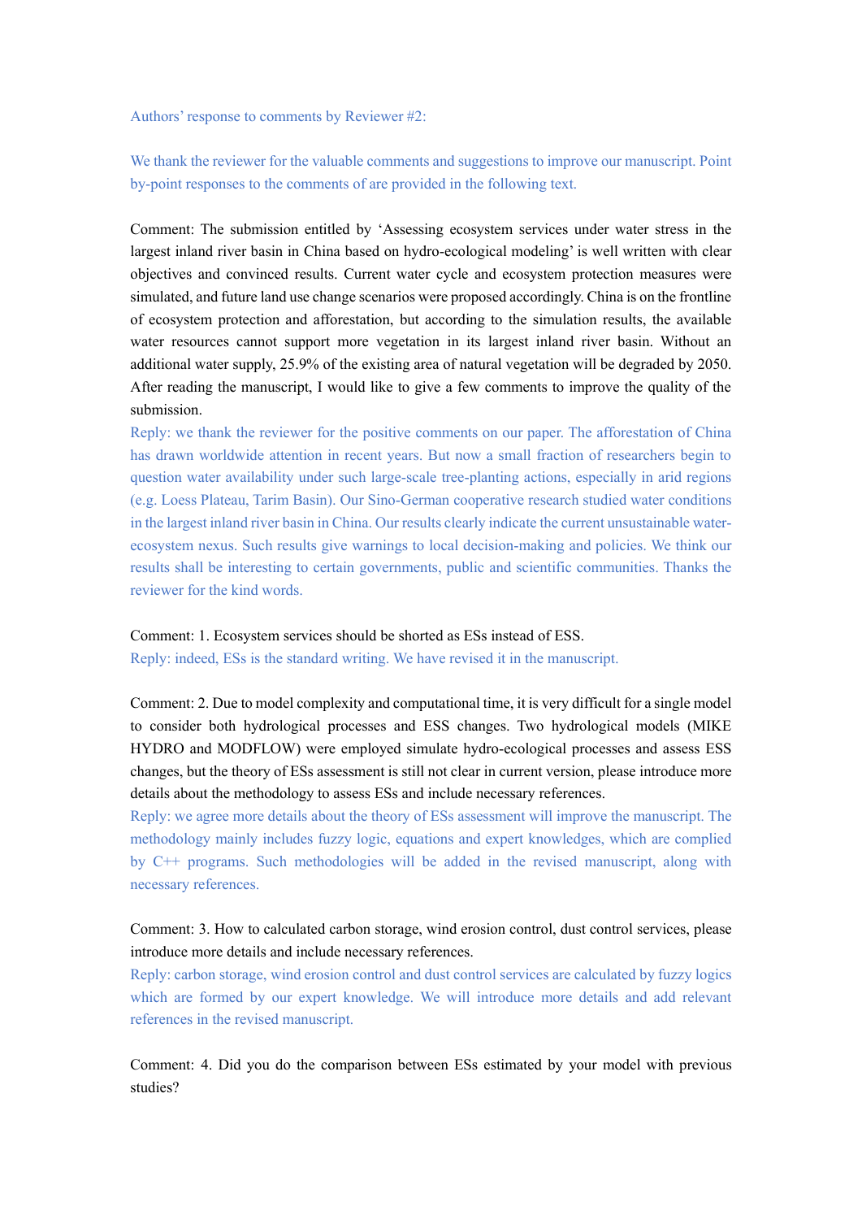Authors' response to comments by Reviewer #2:

We thank the reviewer for the valuable comments and suggestions to improve our manuscript. Point by-point responses to the comments of are provided in the following text.

Comment: The submission entitled by 'Assessing ecosystem services under water stress in the largest inland river basin in China based on hydro-ecological modeling' is well written with clear objectives and convinced results. Current water cycle and ecosystem protection measures were simulated, and future land use change scenarios were proposed accordingly. China is on the frontline of ecosystem protection and afforestation, but according to the simulation results, the available water resources cannot support more vegetation in its largest inland river basin. Without an additional water supply, 25.9% of the existing area of natural vegetation will be degraded by 2050. After reading the manuscript, I would like to give a few comments to improve the quality of the submission.

Reply: we thank the reviewer for the positive comments on our paper. The afforestation of China has drawn worldwide attention in recent years. But now a small fraction of researchers begin to question water availability under such large-scale tree-planting actions, especially in arid regions (e.g. Loess Plateau, Tarim Basin). Our Sino-German cooperative research studied water conditions in the largest inland river basin in China. Our results clearly indicate the current unsustainable water-ecosystem nexus. Such results give warnings to local decision-making and policies. We think our results shall be interesting to certain governments, public and scientific communities. Thanks the reviewer for the kind words.

Comment: 1. Ecosystem services should be shorted as ESs instead of ESS.

Reply: indeed, ESs is the standard writing. We have revised it in the manuscript.

Comment: 2. Due to model complexity and computational time, it is very difficult for a single model to consider both hydrological processes and ESS changes. Two hydrological models (MIKE HYDRO and MODFLOW) were employed simulate hydro-ecological processes and assess ESS changes, but the theory of ESs assessment is still not clear in current version, please introduce more details about the methodology to assess ESs and include necessary references.

Reply: we agree more details about the theory of ESs assessment will improve the manuscript. The methodology mainly includes fuzzy logic, equations and expert knowledges, which are complied by C++ programs. Such methodologies will be added in the revised manuscript, along with necessary references.

Comment: 3. How to calculated carbon storage, wind erosion control, dust control services, please introduce more details and include necessary references.

Reply: carbon storage, wind erosion control and dust control services are calculated by fuzzy logics which are formed by our expert knowledge. We will introduce more details and add relevant references in the revised manuscript.

Comment: 4. Did you do the comparison between ESs estimated by your model with previous studies?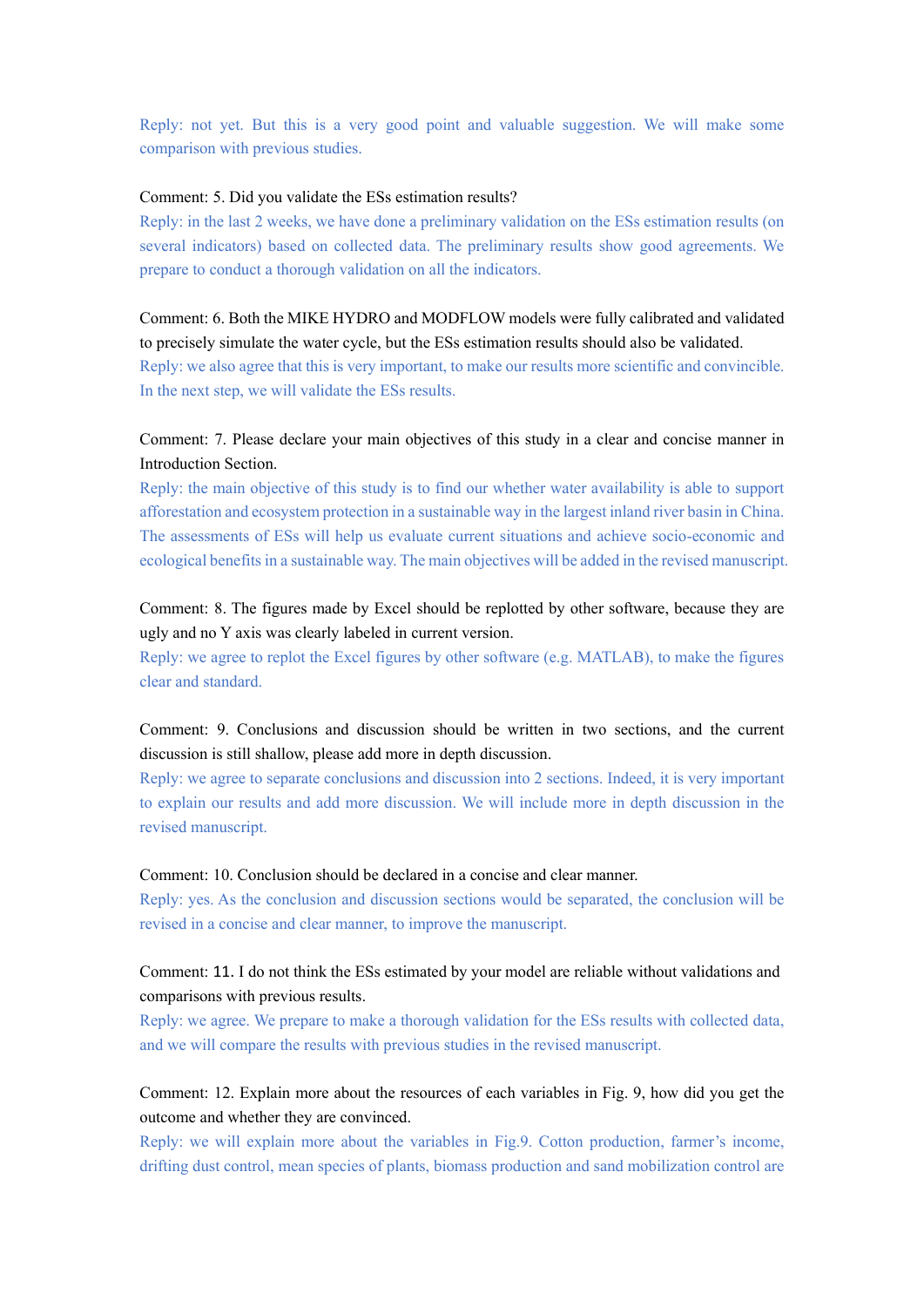Reply: not yet. But this is a very good point and valuable suggestion. We will make some comparison with previous studies.

Comment: 5. Did you validate the ESs estimation results?

Reply: in the last 2 weeks, we have done a preliminary validation on the ESs estimation results (on several indicators) based on collected data. The preliminary results show good agreements. We prepare to conduct a thorough validation on all the indicators.

Comment: 6. Both the MIKE HYDRO and MODFLOW models were fully calibrated and validated to precisely simulate the water cycle, but the ESs estimation results should also be validated.

Reply: we also agree that this is very important, to make our results more scientific and convincible. In the next step, we will validate the ESs results.

Comment: 7. Please declare your main objectives of this study in a clear and concise manner in Introduction Section.

Reply: the main objective of this study is to find our whether water availability is able to support afforestation and ecosystem protection in a sustainable way in the largest inland river basin in China. The assessments of ESs will help us evaluate current situations and achieve socio-economic and ecological benefits in a sustainable way. The main objectives will be added in the revised manuscript.

Comment: 8. The figures made by Excel should be replotted by other software, because they are ugly and no Y axis was clearly labeled in current version.

Reply: we agree to replot the Excel figures by other software (e.g. MATLAB), to make the figures clear and standard.

Comment: 9. Conclusions and discussion should be written in two sections, and the current discussion is still shallow, please add more in depth discussion.

Reply: we agree to separate conclusions and discussion into 2 sections. Indeed, it is very important to explain our results and add more discussion. We will include more in depth discussion in the revised manuscript.

Comment: 10. Conclusion should be declared in a concise and clear manner.

Reply: yes. As the conclusion and discussion sections would be separated, the conclusion will be revised in a concise and clear manner, to improve the manuscript.

Comment: 11. I do not think the ESs estimated by your model are reliable without validations and comparisons with previous results.

Reply: we agree. We prepare to make a thorough validation for the ESs results with collected data, and we will compare the results with previous studies in the revised manuscript.

Comment: 12. Explain more about the resources of each variables in Fig. 9, how did you get the outcome and whether they are convinced.

Reply: we will explain more about the variables in Fig.9. Cotton production, farmer's income, drifting dust control, mean species of plants, biomass production and sand mobilization control are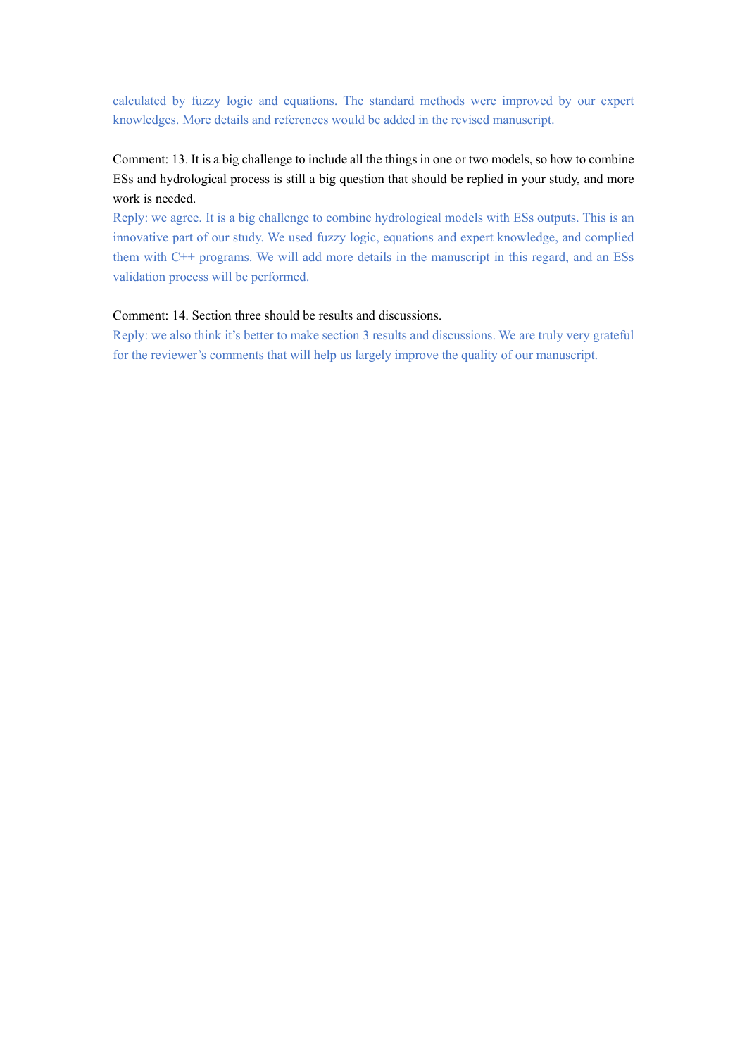calculated by fuzzy logic and equations. The standard methods were improved by our expert knowledges. More details and references would be added in the revised manuscript.

Comment: 13. It is a big challenge to include all the things in one or two models, so how to combine ESs and hydrological process is still a big question that should be replied in your study, and more work is needed.

Reply: we agree. It is a big challenge to combine hydrological models with ESs outputs. This is an innovative part of our study. We used fuzzy logic, equations and expert knowledge, and complied them with C++ programs. We will add more details in the manuscript in this regard, and an ESs validation process will be performed.

Comment: 14. Section three should be results and discussions.

Reply: we also think it's better to make section 3 results and discussions. We are truly very grateful for the reviewer's comments that will help us largely improve the quality of our manuscript.